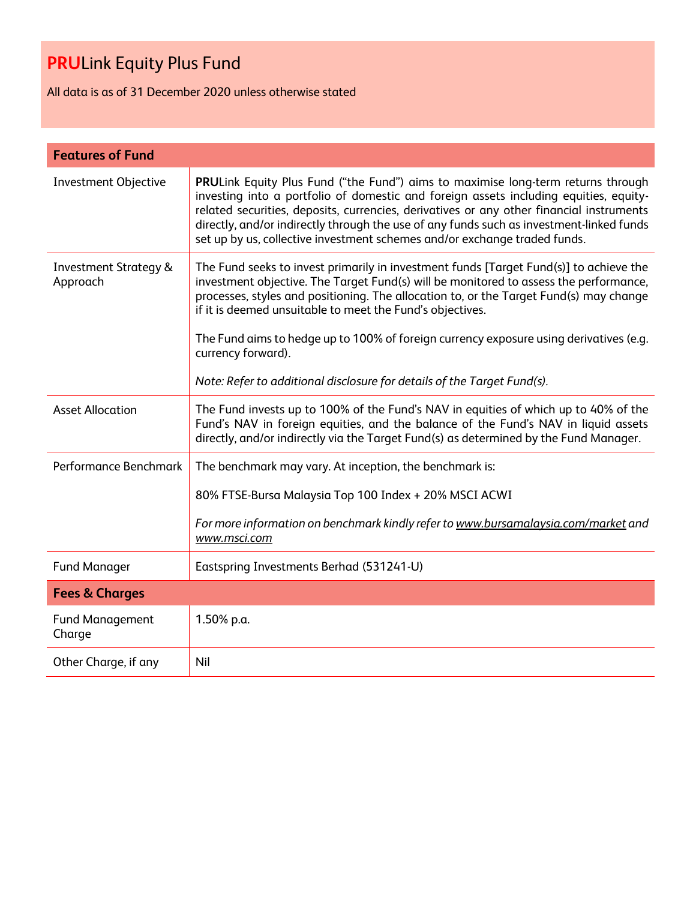# **PRU**Link Equity Plus Fund

All data is as of 31 December 2020 unless otherwise stated

| **Features of Fund** | |
|---|---|
| Investment Objective | **PRU**Link Equity Plus Fund ("the Fund") aims to maximise long-term returns through investing into a portfolio of domestic and foreign assets including equities, equity-related securities, deposits, currencies, derivatives or any other financial instruments directly, and/or indirectly through the use of any funds such as investment-linked funds set up by us, collective investment schemes and/or exchange traded funds. |
| Investment Strategy & Approach | The Fund seeks to invest primarily in investment funds [Target Fund(s)] to achieve the investment objective. The Target Fund(s) will be monitored to assess the performance, processes, styles and positioning. The allocation to, or the Target Fund(s) may change if it is deemed unsuitable to meet the Fund's objectives.<br><br>The Fund aims to hedge up to 100% of foreign currency exposure using derivatives (e.g. currency forward).<br><br>*Note: Refer to additional disclosure for details of the Target Fund(s).* |
| Asset Allocation | The Fund invests up to 100% of the Fund's NAV in equities of which up to 40% of the Fund's NAV in foreign equities, and the balance of the Fund's NAV in liquid assets directly, and/or indirectly via the Target Fund(s) as determined by the Fund Manager. |
| Performance Benchmark | The benchmark may vary. At inception, the benchmark is:<br><br>80% FTSE-Bursa Malaysia Top 100 Index + 20% MSCI ACWI<br><br>*For more information on benchmark kindly refer to www.bursamalaysia.com/market and www.msci.com* |
| Fund Manager | Eastspring Investments Berhad (531241-U) |
| **Fees & Charges** | |
| Fund Management Charge | 1.50% p.a. |
| Other Charge, if any | Nil |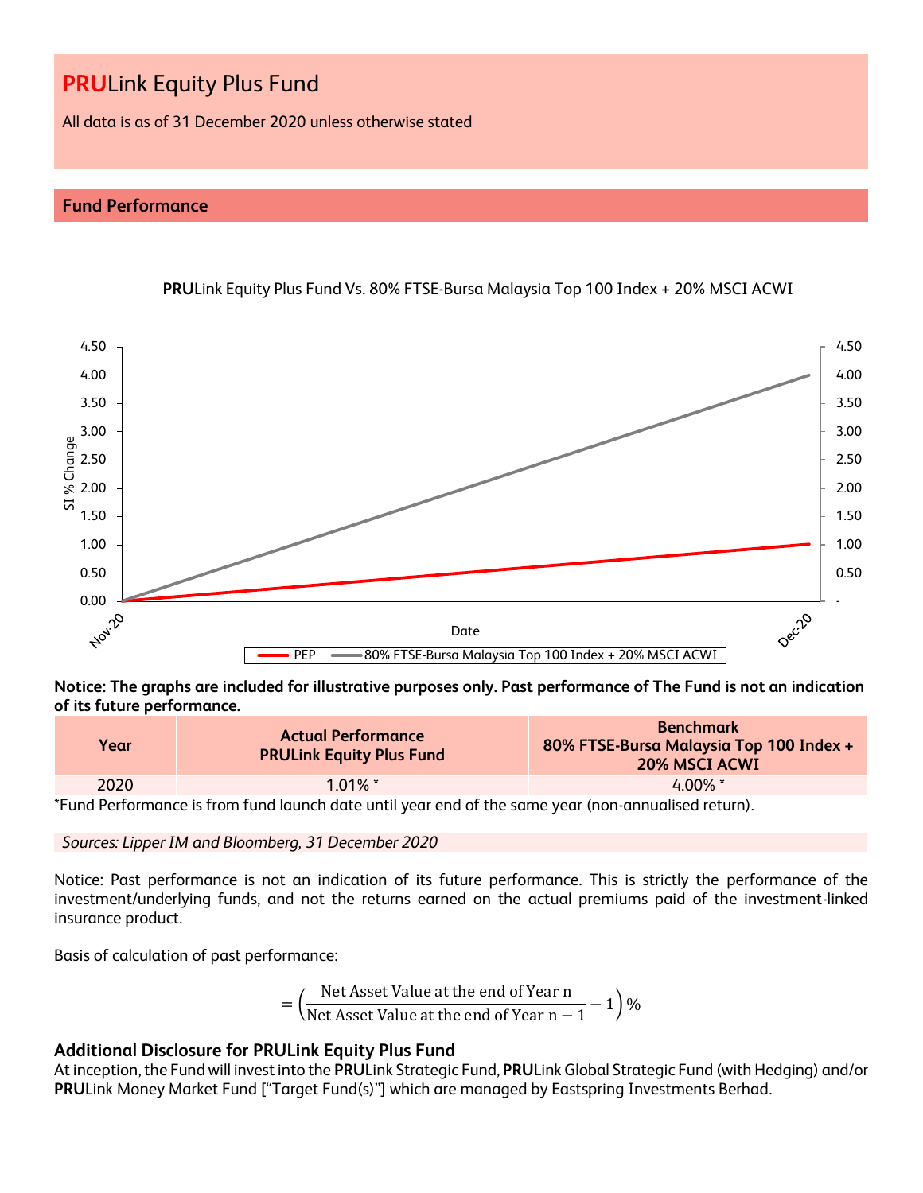# **PRU**Link Equity Plus Fund

All data is as of 31 December 2020 unless otherwise stated

## Fund Performance

**PRU**Link Equity Plus Fund Vs. 80% FTSE-Bursa Malaysia Top 100 Index + 20% MSCI ACWI

**Notice: The graphs are included for illustrative purposes only. Past performance of The Fund is not an indication of its future performance.**

| Year | Actual Performance PRULink Equity Plus Fund | Benchmark 80% FTSE-Bursa Malaysia Top 100 Index + 20% MSCI ACWI |
|---|---|---|
| 2020 | 1.01% * | 4.00% * |

*Fund Performance is from fund launch date until year end of the same year (non-annualised return).

*Sources: Lipper IM and Bloomberg, 31 December 2020*

Notice: Past performance is not an indication of its future performance. This is strictly the performance of the investment/underlying funds, and not the returns earned on the actual premiums paid of the investment-linked insurance product.

Basis of calculation of past performance:

$$= \left(\frac{\text{Net Asset Value at the end of Year n}}{\text{Net Asset Value at the end of Year n} - 1} - 1\right)\%$$

### Additional Disclosure for PRULink Equity Plus Fund

At inception, the Fund will invest into the **PRU**Link Strategic Fund, **PRU**Link Global Strategic Fund (with Hedging) and/or **PRU**Link Money Market Fund ["Target Fund(s)"] which are managed by Eastspring Investments Berhad.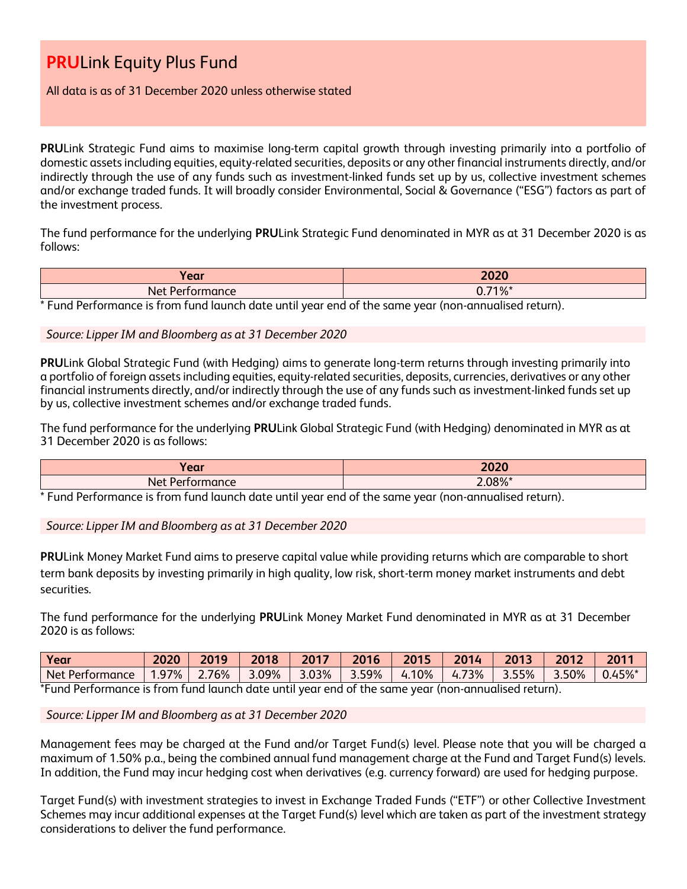# **PRU**Link Equity Plus Fund

All data is as of 31 December 2020 unless otherwise stated

**PRU**Link Strategic Fund aims to maximise long-term capital growth through investing primarily into a portfolio of domestic assets including equities, equity-related securities, deposits or any other financial instruments directly, and/or indirectly through the use of any funds such as investment-linked funds set up by us, collective investment schemes and/or exchange traded funds. It will broadly consider Environmental, Social & Governance ("ESG") factors as part of the investment process.

The fund performance for the underlying **PRU**Link Strategic Fund denominated in MYR as at 31 December 2020 is as follows:

| Year | 2020 |
|---|---|
| Net Performance | 0.71%* |

\* Fund Performance is from fund launch date until year end of the same year (non-annualised return).

*Source: Lipper IM and Bloomberg as at 31 December 2020*

**PRU**Link Global Strategic Fund (with Hedging) aims to generate long-term returns through investing primarily into a portfolio of foreign assets including equities, equity-related securities, deposits, currencies, derivatives or any other financial instruments directly, and/or indirectly through the use of any funds such as investment-linked funds set up by us, collective investment schemes and/or exchange traded funds.

The fund performance for the underlying **PRU**Link Global Strategic Fund (with Hedging) denominated in MYR as at 31 December 2020 is as follows:

| Year | 2020 |
|---|---|
| Net Performance | 2.08%* |

\* Fund Performance is from fund launch date until year end of the same year (non-annualised return).

*Source: Lipper IM and Bloomberg as at 31 December 2020*

**PRU**Link Money Market Fund aims to preserve capital value while providing returns which are comparable to short term bank deposits by investing primarily in high quality, low risk, short-term money market instruments and debt securities.

The fund performance for the underlying **PRU**Link Money Market Fund denominated in MYR as at 31 December 2020 is as follows:

| Year | 2020 | 2019 | 2018 | 2017 | 2016 | 2015 | 2014 | 2013 | 2012 | 2011 |
|---|---|---|---|---|---|---|---|---|---|---|
| Net Performance | 1.97% | 2.76% | 3.09% | 3.03% | 3.59% | 4.10% | 4.73% | 3.55% | 3.50% | 0.45%* |

\*Fund Performance is from fund launch date until year end of the same year (non-annualised return).

*Source: Lipper IM and Bloomberg as at 31 December 2020*

Management fees may be charged at the Fund and/or Target Fund(s) level. Please note that you will be charged a maximum of 1.50% p.a., being the combined annual fund management charge at the Fund and Target Fund(s) levels. In addition, the Fund may incur hedging cost when derivatives (e.g. currency forward) are used for hedging purpose.

Target Fund(s) with investment strategies to invest in Exchange Traded Funds ("ETF") or other Collective Investment Schemes may incur additional expenses at the Target Fund(s) level which are taken as part of the investment strategy considerations to deliver the fund performance.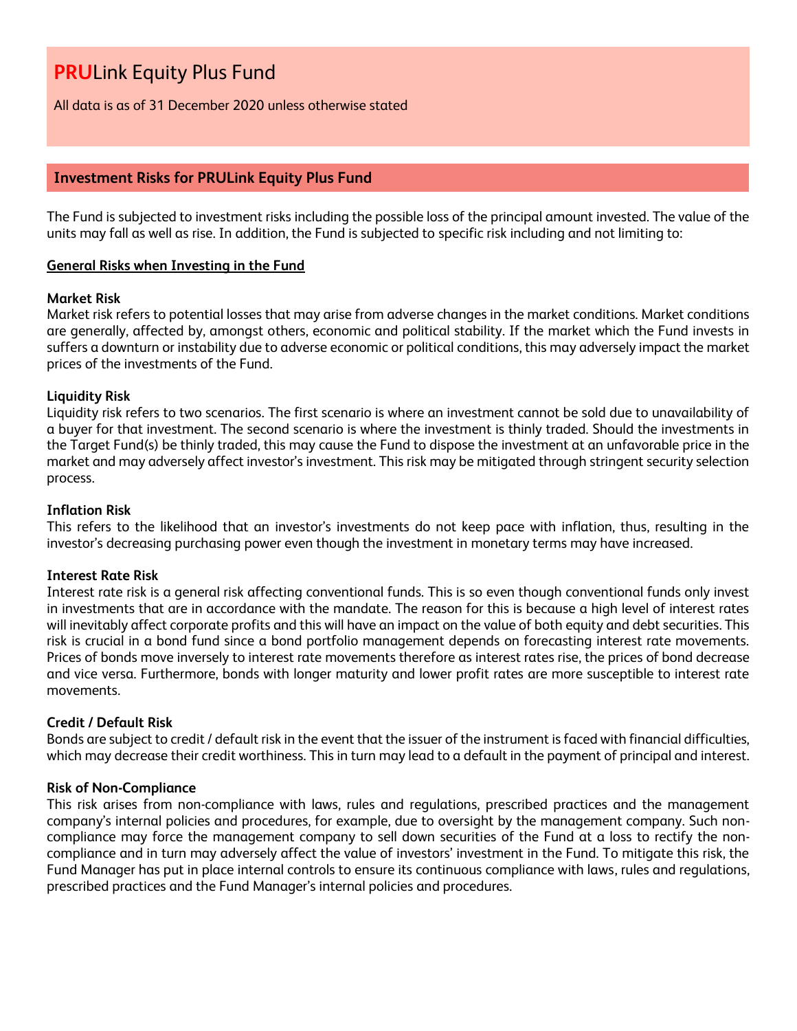# **PRU**Link Equity Plus Fund

All data is as of 31 December 2020 unless otherwise stated

## Investment Risks for PRULink Equity Plus Fund

The Fund is subjected to investment risks including the possible loss of the principal amount invested. The value of the units may fall as well as rise. In addition, the Fund is subjected to specific risk including and not limiting to:

### General Risks when Investing in the Fund

**Market Risk**
Market risk refers to potential losses that may arise from adverse changes in the market conditions. Market conditions are generally, affected by, amongst others, economic and political stability. If the market which the Fund invests in suffers a downturn or instability due to adverse economic or political conditions, this may adversely impact the market prices of the investments of the Fund.

**Liquidity Risk**
Liquidity risk refers to two scenarios. The first scenario is where an investment cannot be sold due to unavailability of a buyer for that investment. The second scenario is where the investment is thinly traded. Should the investments in the Target Fund(s) be thinly traded, this may cause the Fund to dispose the investment at an unfavorable price in the market and may adversely affect investor's investment. This risk may be mitigated through stringent security selection process.

**Inflation Risk**
This refers to the likelihood that an investor's investments do not keep pace with inflation, thus, resulting in the investor's decreasing purchasing power even though the investment in monetary terms may have increased.

**Interest Rate Risk**
Interest rate risk is a general risk affecting conventional funds. This is so even though conventional funds only invest in investments that are in accordance with the mandate. The reason for this is because a high level of interest rates will inevitably affect corporate profits and this will have an impact on the value of both equity and debt securities. This risk is crucial in a bond fund since a bond portfolio management depends on forecasting interest rate movements. Prices of bonds move inversely to interest rate movements therefore as interest rates rise, the prices of bond decrease and vice versa. Furthermore, bonds with longer maturity and lower profit rates are more susceptible to interest rate movements.

**Credit / Default Risk**
Bonds are subject to credit / default risk in the event that the issuer of the instrument is faced with financial difficulties, which may decrease their credit worthiness. This in turn may lead to a default in the payment of principal and interest.

**Risk of Non-Compliance**
This risk arises from non-compliance with laws, rules and regulations, prescribed practices and the management company's internal policies and procedures, for example, due to oversight by the management company. Such non-compliance may force the management company to sell down securities of the Fund at a loss to rectify the non-compliance and in turn may adversely affect the value of investors' investment in the Fund. To mitigate this risk, the Fund Manager has put in place internal controls to ensure its continuous compliance with laws, rules and regulations, prescribed practices and the Fund Manager's internal policies and procedures.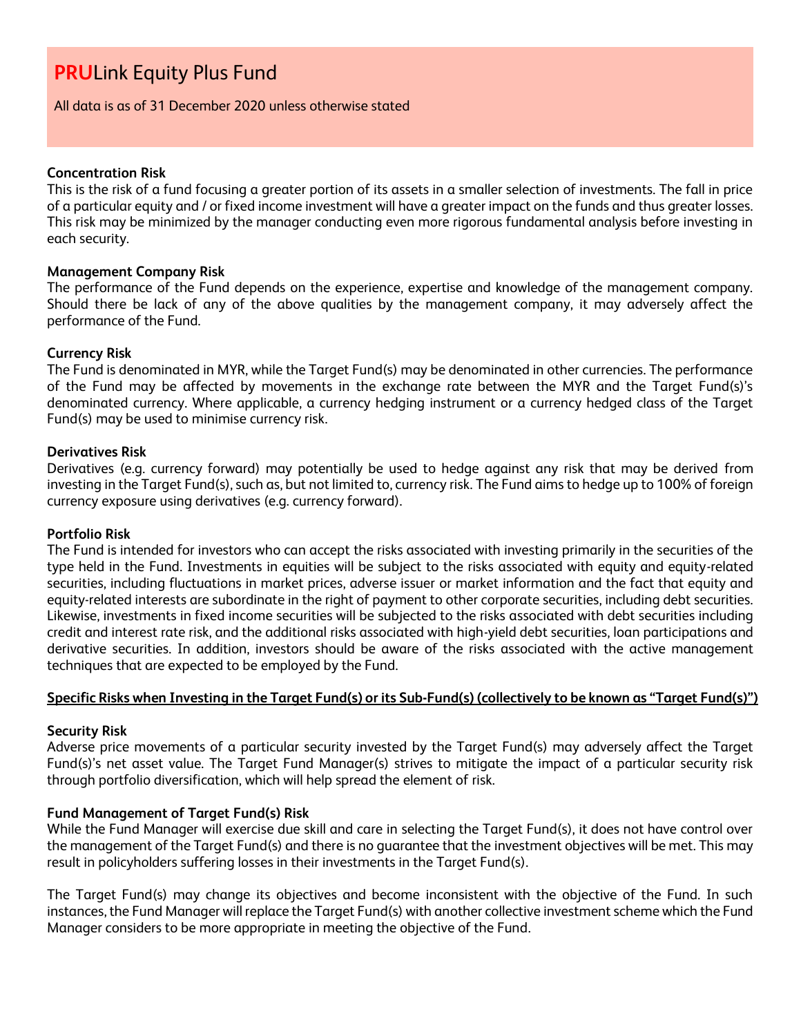# **PRU**Link Equity Plus Fund

All data is as of 31 December 2020 unless otherwise stated

**Concentration Risk**
This is the risk of a fund focusing a greater portion of its assets in a smaller selection of investments. The fall in price of a particular equity and / or fixed income investment will have a greater impact on the funds and thus greater losses. This risk may be minimized by the manager conducting even more rigorous fundamental analysis before investing in each security.

**Management Company Risk**
The performance of the Fund depends on the experience, expertise and knowledge of the management company. Should there be lack of any of the above qualities by the management company, it may adversely affect the performance of the Fund.

**Currency Risk**
The Fund is denominated in MYR, while the Target Fund(s) may be denominated in other currencies. The performance of the Fund may be affected by movements in the exchange rate between the MYR and the Target Fund(s)'s denominated currency. Where applicable, a currency hedging instrument or a currency hedged class of the Target Fund(s) may be used to minimise currency risk.

**Derivatives Risk**
Derivatives (e.g. currency forward) may potentially be used to hedge against any risk that may be derived from investing in the Target Fund(s), such as, but not limited to, currency risk. The Fund aims to hedge up to 100% of foreign currency exposure using derivatives (e.g. currency forward).

**Portfolio Risk**
The Fund is intended for investors who can accept the risks associated with investing primarily in the securities of the type held in the Fund. Investments in equities will be subject to the risks associated with equity and equity-related securities, including fluctuations in market prices, adverse issuer or market information and the fact that equity and equity-related interests are subordinate in the right of payment to other corporate securities, including debt securities. Likewise, investments in fixed income securities will be subjected to the risks associated with debt securities including credit and interest rate risk, and the additional risks associated with high-yield debt securities, loan participations and derivative securities. In addition, investors should be aware of the risks associated with the active management techniques that are expected to be employed by the Fund.

**Specific Risks when Investing in the Target Fund(s) or its Sub-Fund(s) (collectively to be known as "Target Fund(s)")**

**Security Risk**
Adverse price movements of a particular security invested by the Target Fund(s) may adversely affect the Target Fund(s)'s net asset value. The Target Fund Manager(s) strives to mitigate the impact of a particular security risk through portfolio diversification, which will help spread the element of risk.

**Fund Management of Target Fund(s) Risk**
While the Fund Manager will exercise due skill and care in selecting the Target Fund(s), it does not have control over the management of the Target Fund(s) and there is no guarantee that the investment objectives will be met. This may result in policyholders suffering losses in their investments in the Target Fund(s).

The Target Fund(s) may change its objectives and become inconsistent with the objective of the Fund. In such instances, the Fund Manager will replace the Target Fund(s) with another collective investment scheme which the Fund Manager considers to be more appropriate in meeting the objective of the Fund.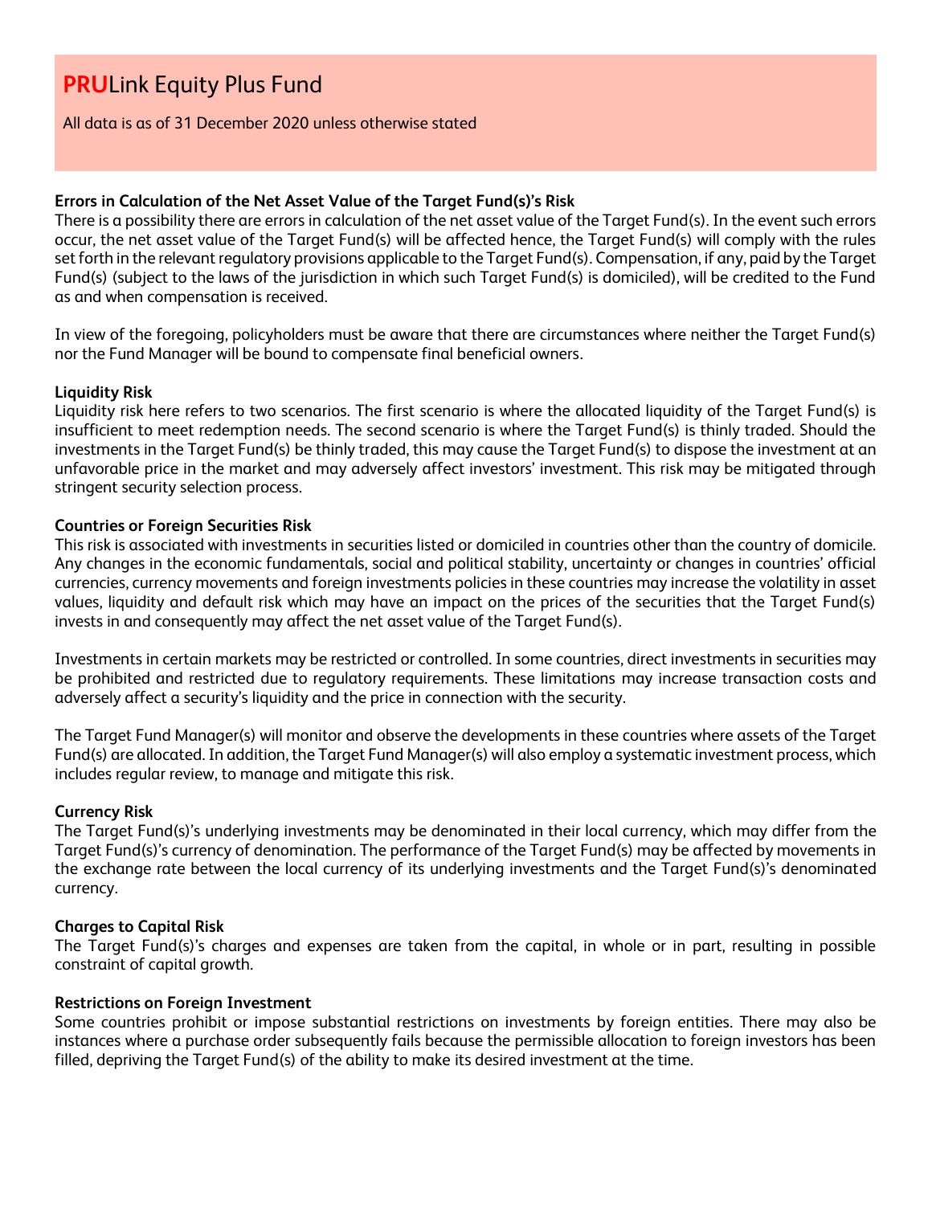# **PRU**Link Equity Plus Fund

All data is as of 31 December 2020 unless otherwise stated

**Errors in Calculation of the Net Asset Value of the Target Fund(s)'s Risk**
There is a possibility there are errors in calculation of the net asset value of the Target Fund(s). In the event such errors occur, the net asset value of the Target Fund(s) will be affected hence, the Target Fund(s) will comply with the rules set forth in the relevant regulatory provisions applicable to the Target Fund(s). Compensation, if any, paid by the Target Fund(s) (subject to the laws of the jurisdiction in which such Target Fund(s) is domiciled), will be credited to the Fund as and when compensation is received.

In view of the foregoing, policyholders must be aware that there are circumstances where neither the Target Fund(s) nor the Fund Manager will be bound to compensate final beneficial owners.

**Liquidity Risk**
Liquidity risk here refers to two scenarios. The first scenario is where the allocated liquidity of the Target Fund(s) is insufficient to meet redemption needs. The second scenario is where the Target Fund(s) is thinly traded. Should the investments in the Target Fund(s) be thinly traded, this may cause the Target Fund(s) to dispose the investment at an unfavorable price in the market and may adversely affect investors' investment. This risk may be mitigated through stringent security selection process.

**Countries or Foreign Securities Risk**
This risk is associated with investments in securities listed or domiciled in countries other than the country of domicile. Any changes in the economic fundamentals, social and political stability, uncertainty or changes in countries' official currencies, currency movements and foreign investments policies in these countries may increase the volatility in asset values, liquidity and default risk which may have an impact on the prices of the securities that the Target Fund(s) invests in and consequently may affect the net asset value of the Target Fund(s).

Investments in certain markets may be restricted or controlled. In some countries, direct investments in securities may be prohibited and restricted due to regulatory requirements. These limitations may increase transaction costs and adversely affect a security's liquidity and the price in connection with the security.

The Target Fund Manager(s) will monitor and observe the developments in these countries where assets of the Target Fund(s) are allocated. In addition, the Target Fund Manager(s) will also employ a systematic investment process, which includes regular review, to manage and mitigate this risk.

**Currency Risk**
The Target Fund(s)'s underlying investments may be denominated in their local currency, which may differ from the Target Fund(s)'s currency of denomination. The performance of the Target Fund(s) may be affected by movements in the exchange rate between the local currency of its underlying investments and the Target Fund(s)'s denominated currency.

**Charges to Capital Risk**
The Target Fund(s)'s charges and expenses are taken from the capital, in whole or in part, resulting in possible constraint of capital growth.

**Restrictions on Foreign Investment**
Some countries prohibit or impose substantial restrictions on investments by foreign entities. There may also be instances where a purchase order subsequently fails because the permissible allocation to foreign investors has been filled, depriving the Target Fund(s) of the ability to make its desired investment at the time.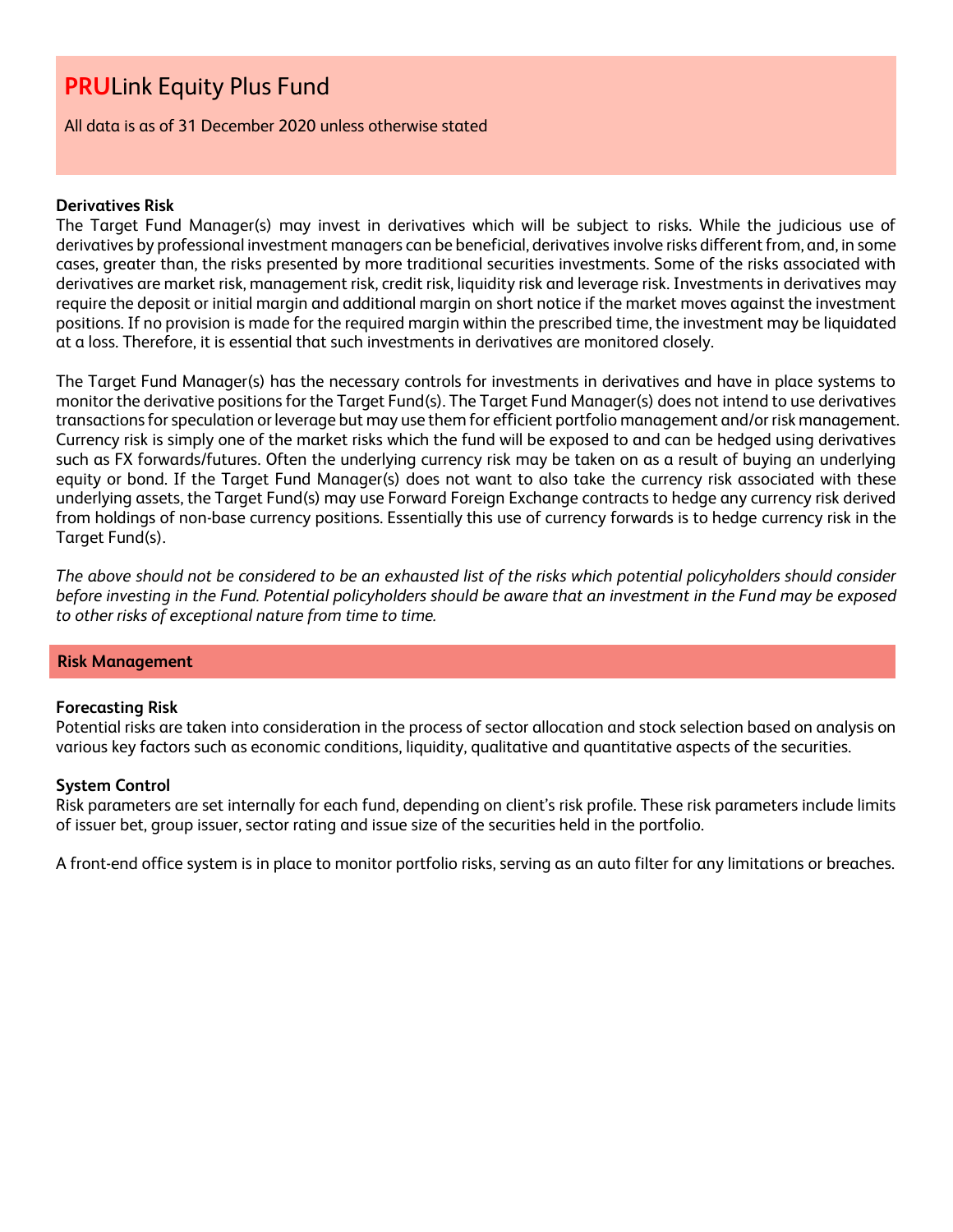# **PRU**Link Equity Plus Fund

All data is as of 31 December 2020 unless otherwise stated

**Derivatives Risk**

The Target Fund Manager(s) may invest in derivatives which will be subject to risks. While the judicious use of derivatives by professional investment managers can be beneficial, derivatives involve risks different from, and, in some cases, greater than, the risks presented by more traditional securities investments. Some of the risks associated with derivatives are market risk, management risk, credit risk, liquidity risk and leverage risk. Investments in derivatives may require the deposit or initial margin and additional margin on short notice if the market moves against the investment positions. If no provision is made for the required margin within the prescribed time, the investment may be liquidated at a loss. Therefore, it is essential that such investments in derivatives are monitored closely.

The Target Fund Manager(s) has the necessary controls for investments in derivatives and have in place systems to monitor the derivative positions for the Target Fund(s). The Target Fund Manager(s) does not intend to use derivatives transactions for speculation or leverage but may use them for efficient portfolio management and/or risk management. Currency risk is simply one of the market risks which the fund will be exposed to and can be hedged using derivatives such as FX forwards/futures. Often the underlying currency risk may be taken on as a result of buying an underlying equity or bond. If the Target Fund Manager(s) does not want to also take the currency risk associated with these underlying assets, the Target Fund(s) may use Forward Foreign Exchange contracts to hedge any currency risk derived from holdings of non-base currency positions. Essentially this use of currency forwards is to hedge currency risk in the Target Fund(s).

*The above should not be considered to be an exhausted list of the risks which potential policyholders should consider before investing in the Fund. Potential policyholders should be aware that an investment in the Fund may be exposed to other risks of exceptional nature from time to time.*

## Risk Management

**Forecasting Risk**

Potential risks are taken into consideration in the process of sector allocation and stock selection based on analysis on various key factors such as economic conditions, liquidity, qualitative and quantitative aspects of the securities.

**System Control**

Risk parameters are set internally for each fund, depending on client's risk profile. These risk parameters include limits of issuer bet, group issuer, sector rating and issue size of the securities held in the portfolio.

A front-end office system is in place to monitor portfolio risks, serving as an auto filter for any limitations or breaches.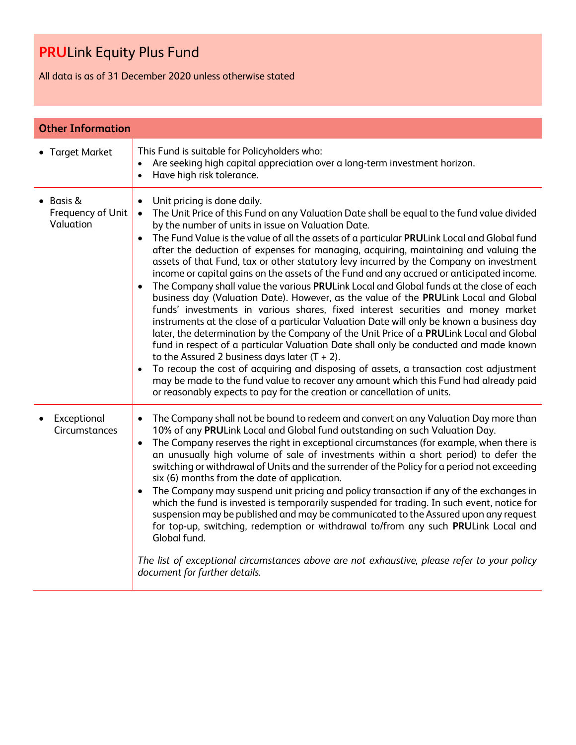# **PRU**Link Equity Plus Fund

All data is as of 31 December 2020 unless otherwise stated

## Other Information

| | |
|---|---|
| • Target Market | This Fund is suitable for Policyholders who:<br>• Are seeking high capital appreciation over a long-term investment horizon.<br>• Have high risk tolerance. |
| • Basis & Frequency of Unit Valuation | • Unit pricing is done daily.<br>• The Unit Price of this Fund on any Valuation Date shall be equal to the fund value divided by the number of units in issue on Valuation Date.<br>• The Fund Value is the value of all the assets of a particular **PRU**Link Local and Global fund after the deduction of expenses for managing, acquiring, maintaining and valuing the assets of that Fund, tax or other statutory levy incurred by the Company on investment income or capital gains on the assets of the Fund and any accrued or anticipated income.<br>• The Company shall value the various **PRU**Link Local and Global funds at the close of each business day (Valuation Date). However, as the value of the **PRU**Link Local and Global funds' investments in various shares, fixed interest securities and money market instruments at the close of a particular Valuation Date will only be known a business day later, the determination by the Company of the Unit Price of a **PRU**Link Local and Global fund in respect of a particular Valuation Date shall only be conducted and made known to the Assured 2 business days later (T + 2).<br>• To recoup the cost of acquiring and disposing of assets, a transaction cost adjustment may be made to the fund value to recover any amount which this Fund had already paid or reasonably expects to pay for the creation or cancellation of units. |
| • Exceptional Circumstances | • The Company shall not be bound to redeem and convert on any Valuation Day more than 10% of any **PRU**Link Local and Global fund outstanding on such Valuation Day.<br>• The Company reserves the right in exceptional circumstances (for example, when there is an unusually high volume of sale of investments within a short period) to defer the switching or withdrawal of Units and the surrender of the Policy for a period not exceeding six (6) months from the date of application.<br>• The Company may suspend unit pricing and policy transaction if any of the exchanges in which the fund is invested is temporarily suspended for trading. In such event, notice for suspension may be published and may be communicated to the Assured upon any request for top-up, switching, redemption or withdrawal to/from any such **PRU**Link Local and Global fund.<br><br>*The list of exceptional circumstances above are not exhaustive, please refer to your policy document for further details.* |